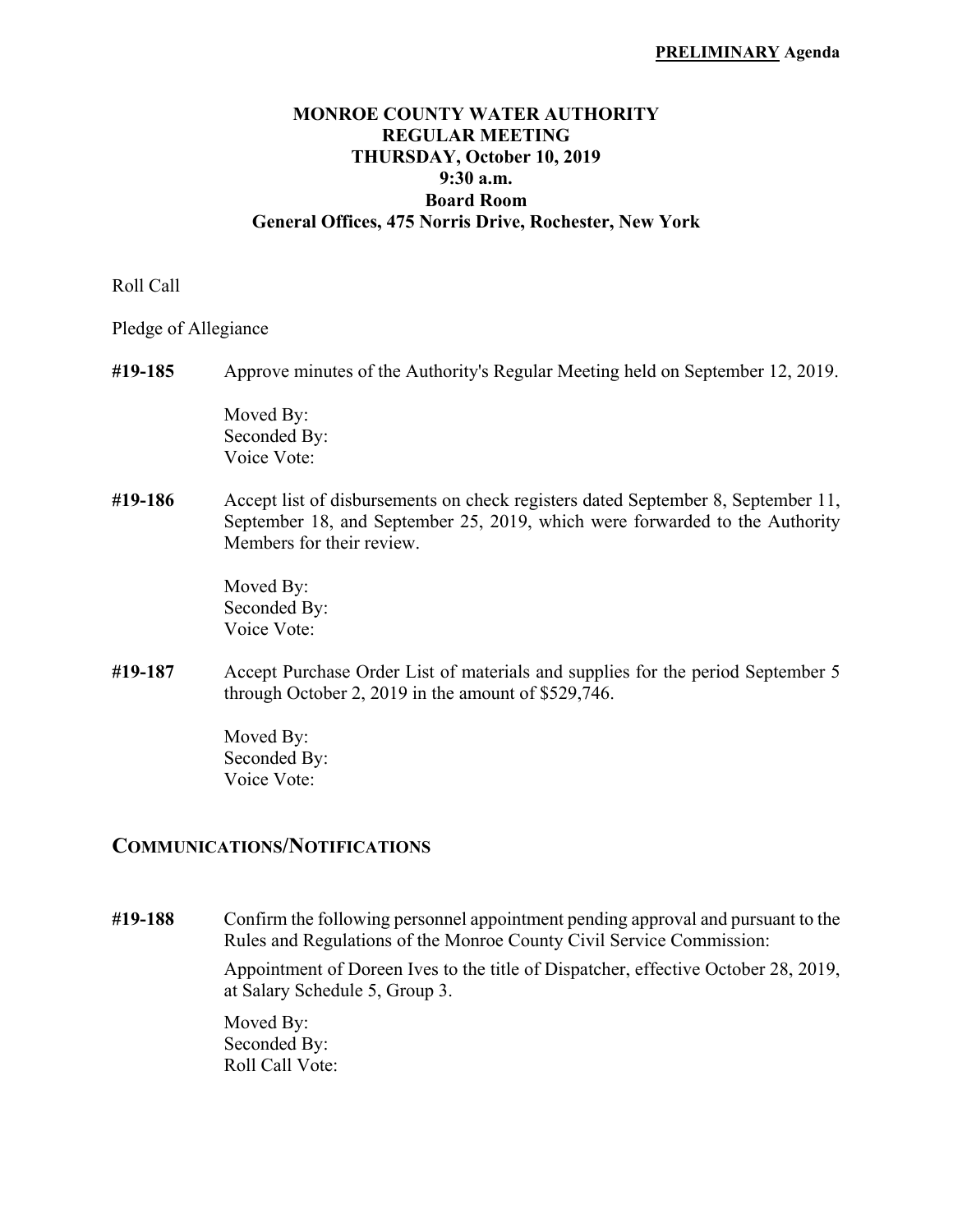**PRELIMINARY Agenda**

# MONROE COUNTY WATER AUTHORITY
## REGULAR MEETING
## THURSDAY, October 10, 2019
## 9:30 a.m.
## Board Room
## General Offices, 475 Norris Drive, Rochester, New York

Roll Call

Pledge of Allegiance

**#19-185** Approve minutes of the Authority's Regular Meeting held on September 12, 2019.

Moved By:
Seconded By:
Voice Vote:

**#19-186** Accept list of disbursements on check registers dated September 8, September 11, September 18, and September 25, 2019, which were forwarded to the Authority Members for their review.

Moved By:
Seconded By:
Voice Vote:

**#19-187** Accept Purchase Order List of materials and supplies for the period September 5 through October 2, 2019 in the amount of $529,746.

Moved By:
Seconded By:
Voice Vote:

## COMMUNICATIONS/NOTIFICATIONS

**#19-188** Confirm the following personnel appointment pending approval and pursuant to the Rules and Regulations of the Monroe County Civil Service Commission:

Appointment of Doreen Ives to the title of Dispatcher, effective October 28, 2019, at Salary Schedule 5, Group 3.

Moved By:
Seconded By:
Roll Call Vote: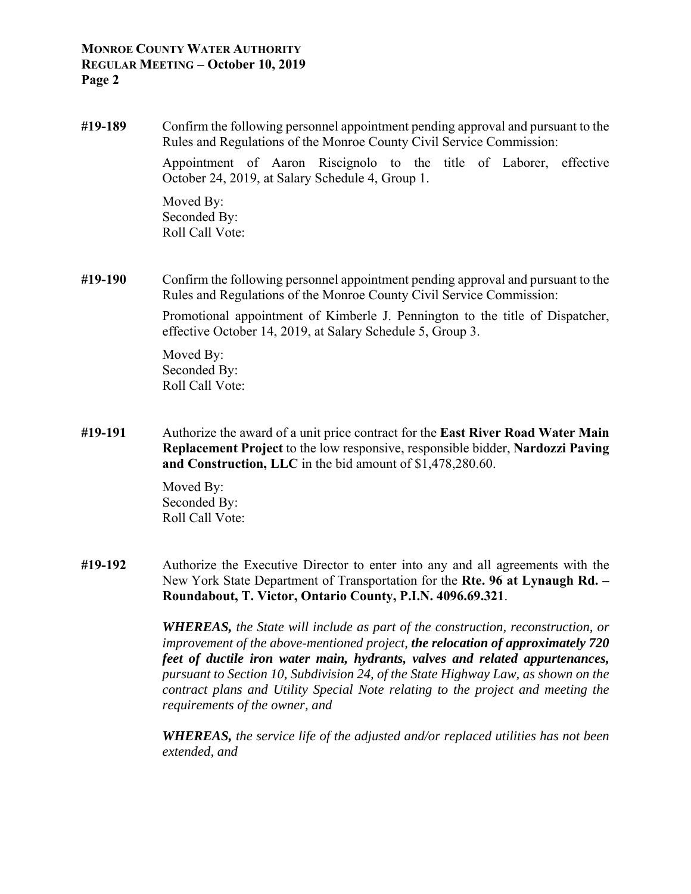**#19-189** Confirm the following personnel appointment pending approval and pursuant to the Rules and Regulations of the Monroe County Civil Service Commission:

Appointment of Aaron Riscignolo to the title of Laborer, effective October 24, 2019, at Salary Schedule 4, Group 1.

Moved By:
Seconded By:
Roll Call Vote:

**#19-190** Confirm the following personnel appointment pending approval and pursuant to the Rules and Regulations of the Monroe County Civil Service Commission:

Promotional appointment of Kimberle J. Pennington to the title of Dispatcher, effective October 14, 2019, at Salary Schedule 5, Group 3.

Moved By:
Seconded By:
Roll Call Vote:

**#19-191** Authorize the award of a unit price contract for the **East River Road Water Main Replacement Project** to the low responsive, responsible bidder, **Nardozzi Paving and Construction, LLC** in the bid amount of $1,478,280.60.

Moved By:
Seconded By:
Roll Call Vote:

**#19-192** Authorize the Executive Director to enter into any and all agreements with the New York State Department of Transportation for the **Rte. 96 at Lynaugh Rd. – Roundabout, T. Victor, Ontario County, P.I.N. 4096.69.321**.

***WHEREAS,*** *the State will include as part of the construction, reconstruction, or improvement of the above-mentioned project,* ***the relocation of approximately 720 feet of ductile iron water main, hydrants, valves and related appurtenances,*** *pursuant to Section 10, Subdivision 24, of the State Highway Law, as shown on the contract plans and Utility Special Note relating to the project and meeting the requirements of the owner, and*

***WHEREAS,*** *the service life of the adjusted and/or replaced utilities has not been extended, and*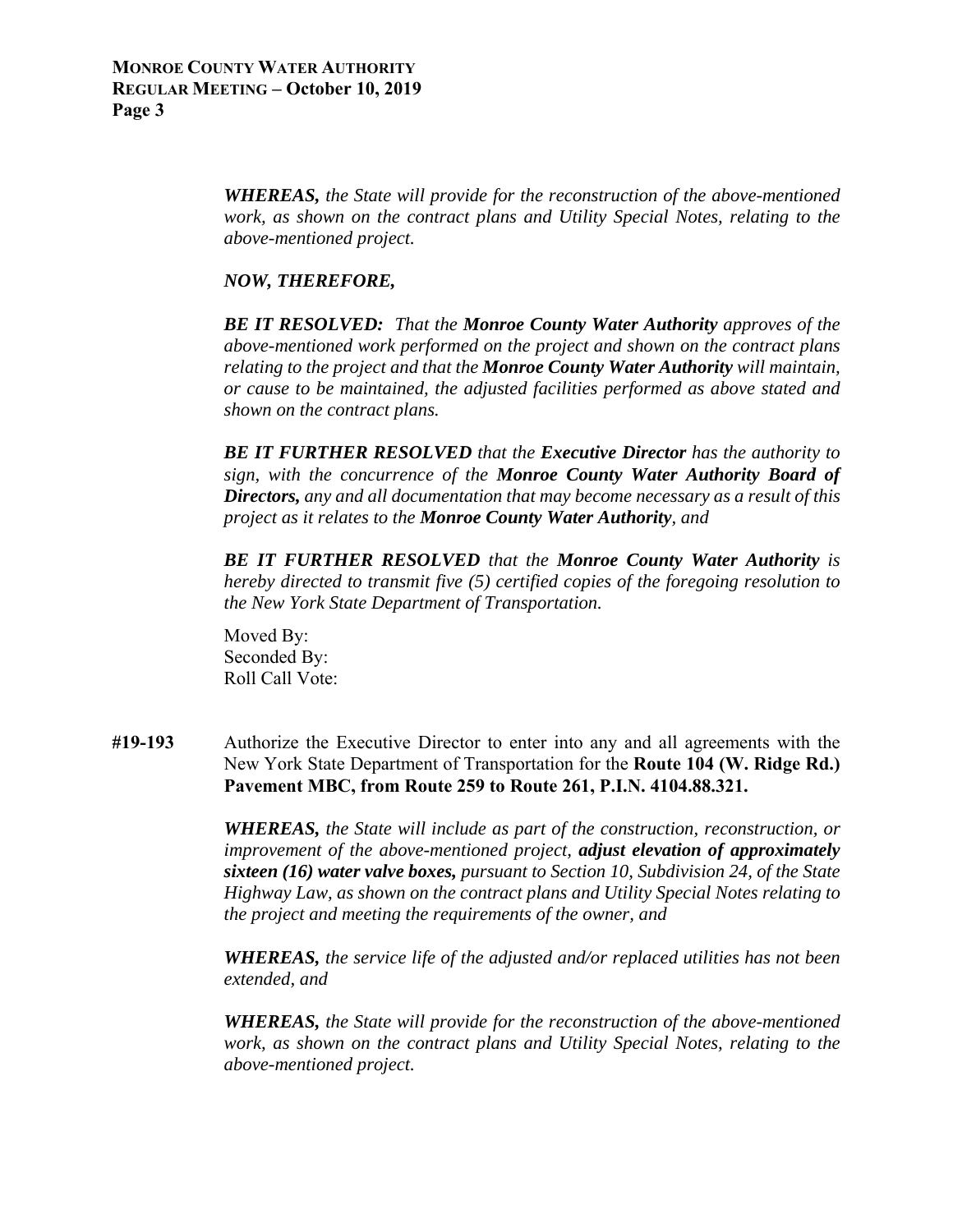***WHEREAS,*** *the State will provide for the reconstruction of the above-mentioned work, as shown on the contract plans and Utility Special Notes, relating to the above-mentioned project.*

***NOW, THEREFORE,***

***BE IT RESOLVED:*** *That the **Monroe County Water Authority** approves of the above-mentioned work performed on the project and shown on the contract plans relating to the project and that the **Monroe County Water Authority** will maintain, or cause to be maintained, the adjusted facilities performed as above stated and shown on the contract plans.*

***BE IT FURTHER RESOLVED*** *that the **Executive Director** has the authority to sign, with the concurrence of the **Monroe County Water Authority Board of Directors,** any and all documentation that may become necessary as a result of this project as it relates to the **Monroe County Water Authority**, and*

***BE IT FURTHER RESOLVED*** *that the **Monroe County Water Authority** is hereby directed to transmit five (5) certified copies of the foregoing resolution to the New York State Department of Transportation.*

Moved By:
Seconded By:
Roll Call Vote:

**#19-193** Authorize the Executive Director to enter into any and all agreements with the New York State Department of Transportation for the **Route 104 (W. Ridge Rd.) Pavement MBC, from Route 259 to Route 261, P.I.N. 4104.88.321.**

***WHEREAS,*** *the State will include as part of the construction, reconstruction, or improvement of the above-mentioned project, **adjust elevation of approximately sixteen (16) water valve boxes,** pursuant to Section 10, Subdivision 24, of the State Highway Law, as shown on the contract plans and Utility Special Notes relating to the project and meeting the requirements of the owner, and*

***WHEREAS,*** *the service life of the adjusted and/or replaced utilities has not been extended, and*

***WHEREAS,*** *the State will provide for the reconstruction of the above-mentioned work, as shown on the contract plans and Utility Special Notes, relating to the above-mentioned project.*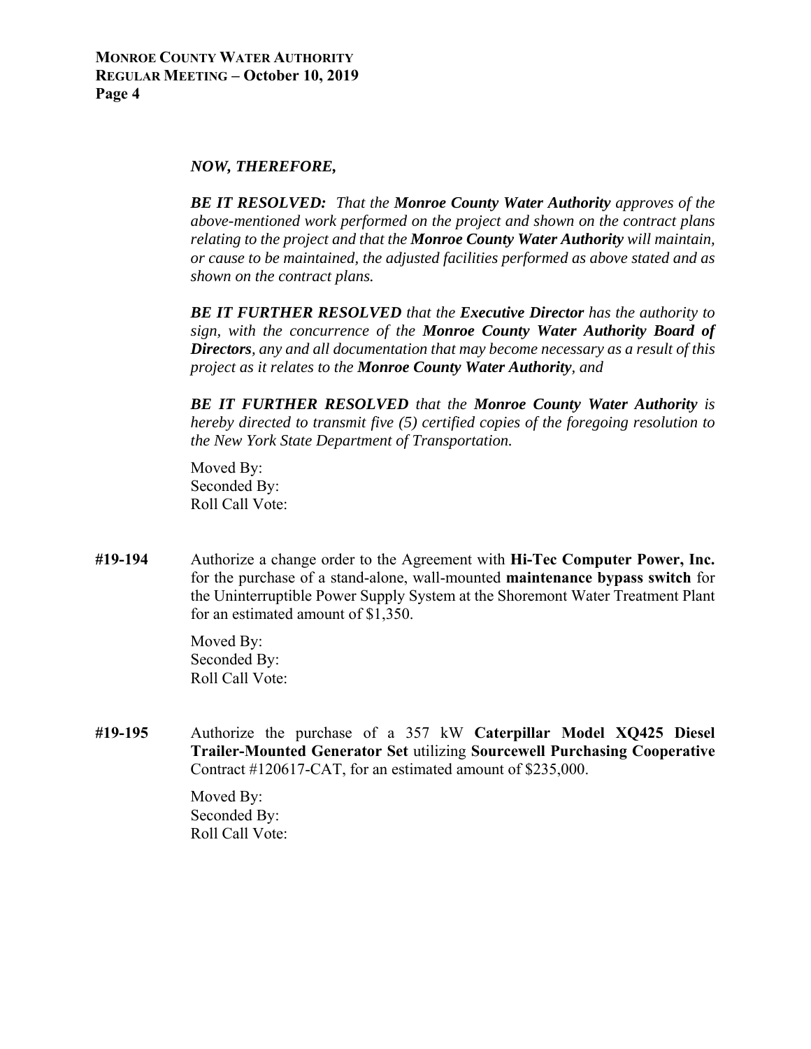***NOW, THEREFORE,***

***BE IT RESOLVED:** That the **Monroe County Water Authority** approves of the above-mentioned work performed on the project and shown on the contract plans relating to the project and that the **Monroe County Water Authority** will maintain, or cause to be maintained, the adjusted facilities performed as above stated and as shown on the contract plans.*

***BE IT FURTHER RESOLVED** that the **Executive Director** has the authority to sign, with the concurrence of the **Monroe County Water Authority Board of Directors**, any and all documentation that may become necessary as a result of this project as it relates to the **Monroe County Water Authority**, and*

***BE IT FURTHER RESOLVED** that the **Monroe County Water Authority** is hereby directed to transmit five (5) certified copies of the foregoing resolution to the New York State Department of Transportation.*

Moved By:
Seconded By:
Roll Call Vote:

**#19-194** Authorize a change order to the Agreement with **Hi-Tec Computer Power, Inc.** for the purchase of a stand-alone, wall-mounted **maintenance bypass switch** for the Uninterruptible Power Supply System at the Shoremont Water Treatment Plant for an estimated amount of $1,350.

Moved By:
Seconded By:
Roll Call Vote:

**#19-195** Authorize the purchase of a 357 kW **Caterpillar Model XQ425 Diesel Trailer-Mounted Generator Set** utilizing **Sourcewell Purchasing Cooperative** Contract #120617-CAT, for an estimated amount of $235,000.

Moved By:
Seconded By:
Roll Call Vote: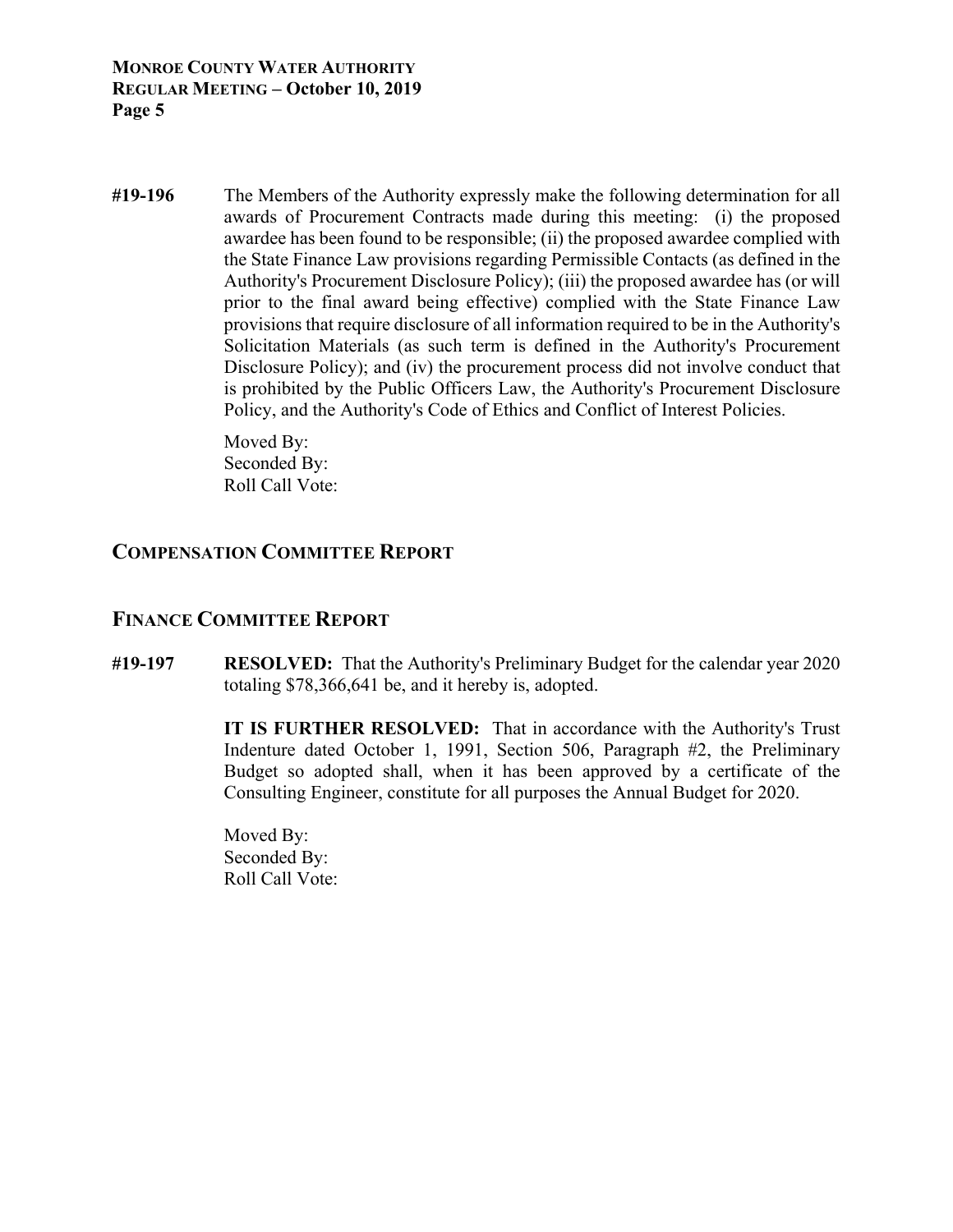**#19-196** The Members of the Authority expressly make the following determination for all awards of Procurement Contracts made during this meeting: (i) the proposed awardee has been found to be responsible; (ii) the proposed awardee complied with the State Finance Law provisions regarding Permissible Contacts (as defined in the Authority's Procurement Disclosure Policy); (iii) the proposed awardee has (or will prior to the final award being effective) complied with the State Finance Law provisions that require disclosure of all information required to be in the Authority's Solicitation Materials (as such term is defined in the Authority's Procurement Disclosure Policy); and (iv) the procurement process did not involve conduct that is prohibited by the Public Officers Law, the Authority's Procurement Disclosure Policy, and the Authority's Code of Ethics and Conflict of Interest Policies.

Moved By:
Seconded By:
Roll Call Vote:

## COMPENSATION COMMITTEE REPORT

## FINANCE COMMITTEE REPORT

**#19-197** **RESOLVED:** That the Authority's Preliminary Budget for the calendar year 2020 totaling $78,366,641 be, and it hereby is, adopted.

**IT IS FURTHER RESOLVED:** That in accordance with the Authority's Trust Indenture dated October 1, 1991, Section 506, Paragraph #2, the Preliminary Budget so adopted shall, when it has been approved by a certificate of the Consulting Engineer, constitute for all purposes the Annual Budget for 2020.

Moved By:
Seconded By:
Roll Call Vote: